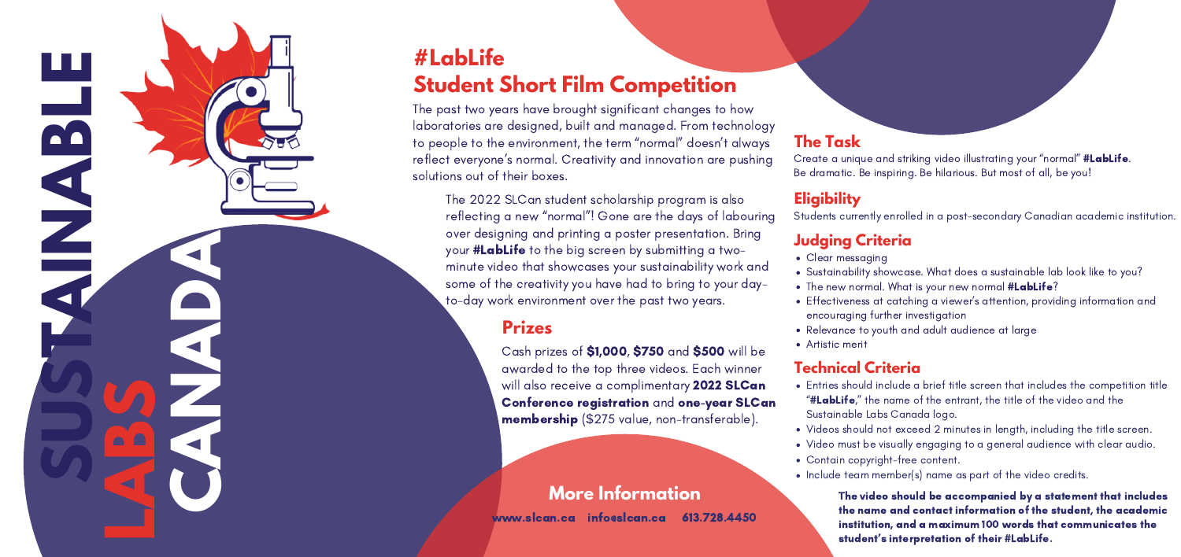SUSTAINABLE LABS CANADA

# #LabLife Student Short Film Competition

The past two years have brought significant changes to how laboratories are designed, built and managed. From technology to people to the environment, the term "normal" doesn't always reflect everyone's normal. Creativity and innovation are pushing solutions out of their boxes.

The 2022 SLCan student scholarship program is also reflecting a new "normal"! Gone are the days of labouring over designing and printing a poster presentation. Bring your **#LabLife** to the big screen by submitting a two-minute video that showcases your sustainability work and some of the creativity you have had to bring to your day-to-day work environment over the past two years.

## Prizes

Cash prizes of **$1,000**, **$750** and **$500** will be awarded to the top three videos. Each winner will also receive a complimentary **2022 SLCan Conference registration** and **one-year SLCan membership** ($275 value, non-transferable).

## More Information

www.slcan.ca info@slcan.ca 613.728.4450

## The Task

Create a unique and striking video illustrating your "normal" **#LabLife**. Be dramatic. Be inspiring. Be hilarious. But most of all, be you!

## Eligibility

Students currently enrolled in a post-secondary Canadian academic institution.

## Judging Criteria

- Clear messaging
- Sustainability showcase. What does a sustainable lab look like to you?
- The new normal. What is your new normal **#LabLife**?
- Effectiveness at catching a viewer's attention, providing information and encouraging further investigation
- Relevance to youth and adult audience at large
- Artistic merit

## Technical Criteria

- Entries should include a brief title screen that includes the competition title "**#LabLife**," the name of the entrant, the title of the video and the Sustainable Labs Canada logo.
- Videos should not exceed 2 minutes in length, including the title screen.
- Video must be visually engaging to a general audience with clear audio.
- Contain copyright-free content.
- Include team member(s) name as part of the video credits.

**The video should be accompanied by a statement that includes the name and contact information of the student, the academic institution, and a maximum 100 words that communicates the student's interpretation of their #LabLife.**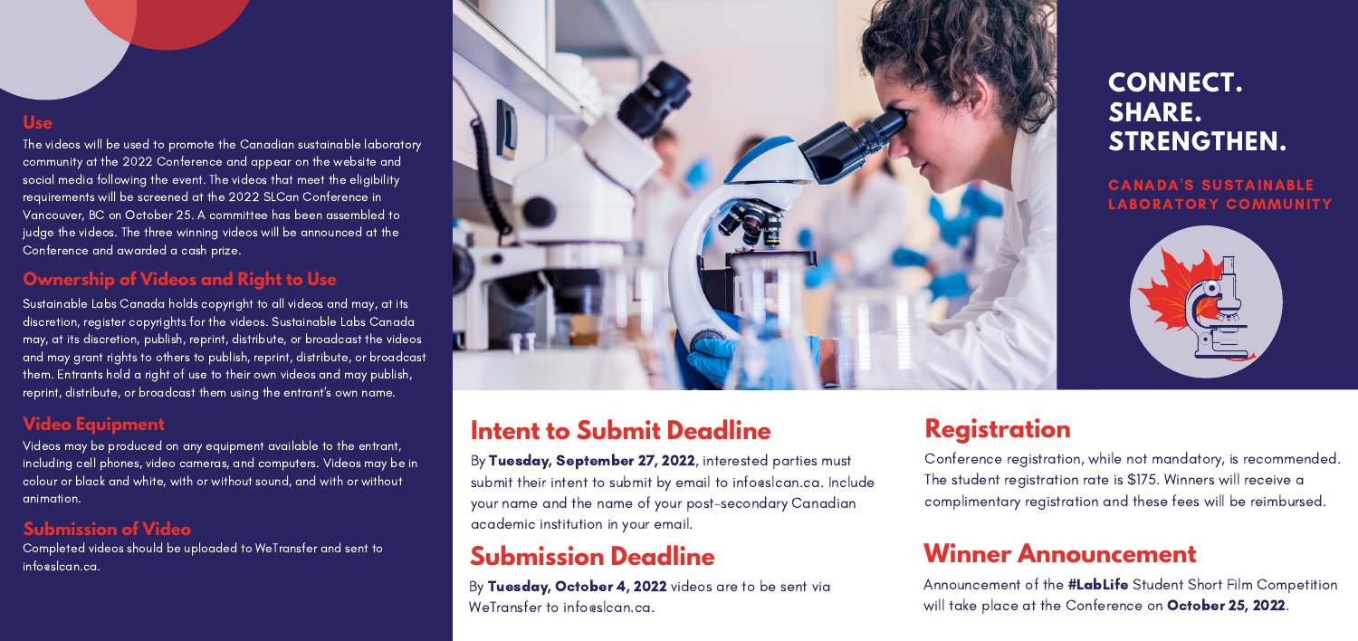## Use

The videos will be used to promote the Canadian sustainable laboratory community at the 2022 Conference and appear on the website and social media following the event. The videos that meet the eligibility requirements will be screened at the 2022 SLCan Conference in Vancouver, BC on October 25. A committee has been assembled to judge the videos. The three winning videos will be announced at the Conference and awarded a cash prize.

## Ownership of Videos and Right to Use

Sustainable Labs Canada holds copyright to all videos and may, at its discretion, register copyrights for the videos. Sustainable Labs Canada may, at its discretion, publish, reprint, distribute, or broadcast the videos and may grant rights to others to publish, reprint, distribute, or broadcast them. Entrants hold a right of use to their own videos and may publish, reprint, distribute, or broadcast them using the entrant's own name.

## Video Equipment

Videos may be produced on any equipment available to the entrant, including cell phones, video cameras, and computers. Videos may be in colour or black and white, with or without sound, and with or without animation.

## Submission of Video

Completed videos should be uploaded to WeTransfer and sent to info@slcan.ca.

## Intent to Submit Deadline

By **Tuesday, September 27, 2022**, interested parties must submit their intent to submit by email to info@slcan.ca. Include your name and the name of your post-secondary Canadian academic institution in your email.

## Submission Deadline

By **Tuesday, October 4, 2022** videos are to be sent via WeTransfer to info@slcan.ca.

# CONNECT. SHARE. STRENGTHEN.

**CANADA'S SUSTAINABLE LABORATORY COMMUNITY**

## Registration

Conference registration, while not mandatory, is recommended. The student registration rate is $175. Winners will receive a complimentary registration and these fees will be reimbursed.

## Winner Announcement

Announcement of the **#LabLife** Student Short Film Competition will take place at the Conference on **October 25, 2022**.